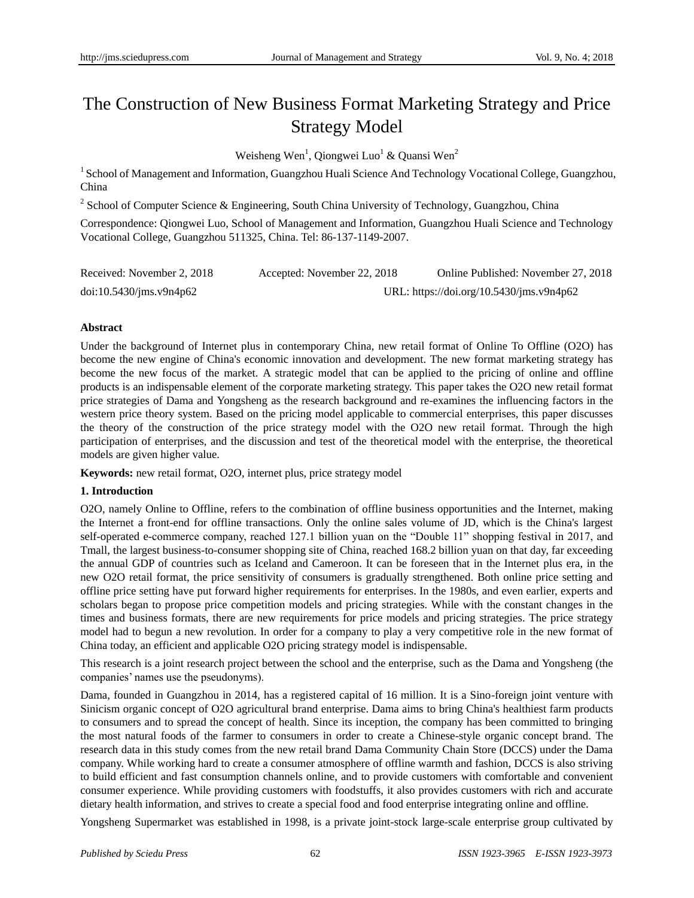# The Construction of New Business Format Marketing Strategy and Price Strategy Model

Weisheng Wen[1], Qiongwei Luo[1] & Quansi Wen[2]

[1] School of Management and Information, Guangzhou Huali Science And Technology Vocational College, Guangzhou, China

[2] School of Computer Science & Engineering, South China University of Technology, Guangzhou, China

Correspondence: Qiongwei Luo, School of Management and Information, Guangzhou Huali Science and Technology Vocational College, Guangzhou 511325, China. Tel: 86-137-1149-2007.

Received: November 2, 2018 Accepted: November 22, 2018 Online Published: November 27, 2018

doi:10.5430/jms.v9n4p62 URL: https://doi.org/10.5430/jms.v9n4p62

**Abstract**

Under the background of Internet plus in contemporary China, new retail format of Online To Offline (O2O) has become the new engine of China's economic innovation and development. The new format marketing strategy has become the new focus of the market. A strategic model that can be applied to the pricing of online and offline products is an indispensable element of the corporate marketing strategy. This paper takes the O2O new retail format price strategies of Dama and Yongsheng as the research background and re-examines the influencing factors in the western price theory system. Based on the pricing model applicable to commercial enterprises, this paper discusses the theory of the construction of the price strategy model with the O2O new retail format. Through the high participation of enterprises, and the discussion and test of the theoretical model with the enterprise, the theoretical models are given higher value.

**Keywords:** new retail format, O2O, internet plus, price strategy model

## 1. Introduction

O2O, namely Online to Offline, refers to the combination of offline business opportunities and the Internet, making the Internet a front-end for offline transactions. Only the online sales volume of JD, which is the China's largest self-operated e-commerce company, reached 127.1 billion yuan on the "Double 11" shopping festival in 2017, and Tmall, the largest business-to-consumer shopping site of China, reached 168.2 billion yuan on that day, far exceeding the annual GDP of countries such as Iceland and Cameroon. It can be foreseen that in the Internet plus era, in the new O2O retail format, the price sensitivity of consumers is gradually strengthened. Both online price setting and offline price setting have put forward higher requirements for enterprises. In the 1980s, and even earlier, experts and scholars began to propose price competition models and pricing strategies. While with the constant changes in the times and business formats, there are new requirements for price models and pricing strategies. The price strategy model had to begun a new revolution. In order for a company to play a very competitive role in the new format of China today, an efficient and applicable O2O pricing strategy model is indispensable.

This research is a joint research project between the school and the enterprise, such as the Dama and Yongsheng (the companies' names use the pseudonyms).

Dama, founded in Guangzhou in 2014, has a registered capital of 16 million. It is a Sino-foreign joint venture with Sinicism organic concept of O2O agricultural brand enterprise. Dama aims to bring China's healthiest farm products to consumers and to spread the concept of health. Since its inception, the company has been committed to bringing the most natural foods of the farmer to consumers in order to create a Chinese-style organic concept brand. The research data in this study comes from the new retail brand Dama Community Chain Store (DCCS) under the Dama company. While working hard to create a consumer atmosphere of offline warmth and fashion, DCCS is also striving to build efficient and fast consumption channels online, and to provide customers with comfortable and convenient consumer experience. While providing customers with foodstuffs, it also provides customers with rich and accurate dietary health information, and strives to create a special food and food enterprise integrating online and offline.

Yongsheng Supermarket was established in 1998, is a private joint-stock large-scale enterprise group cultivated by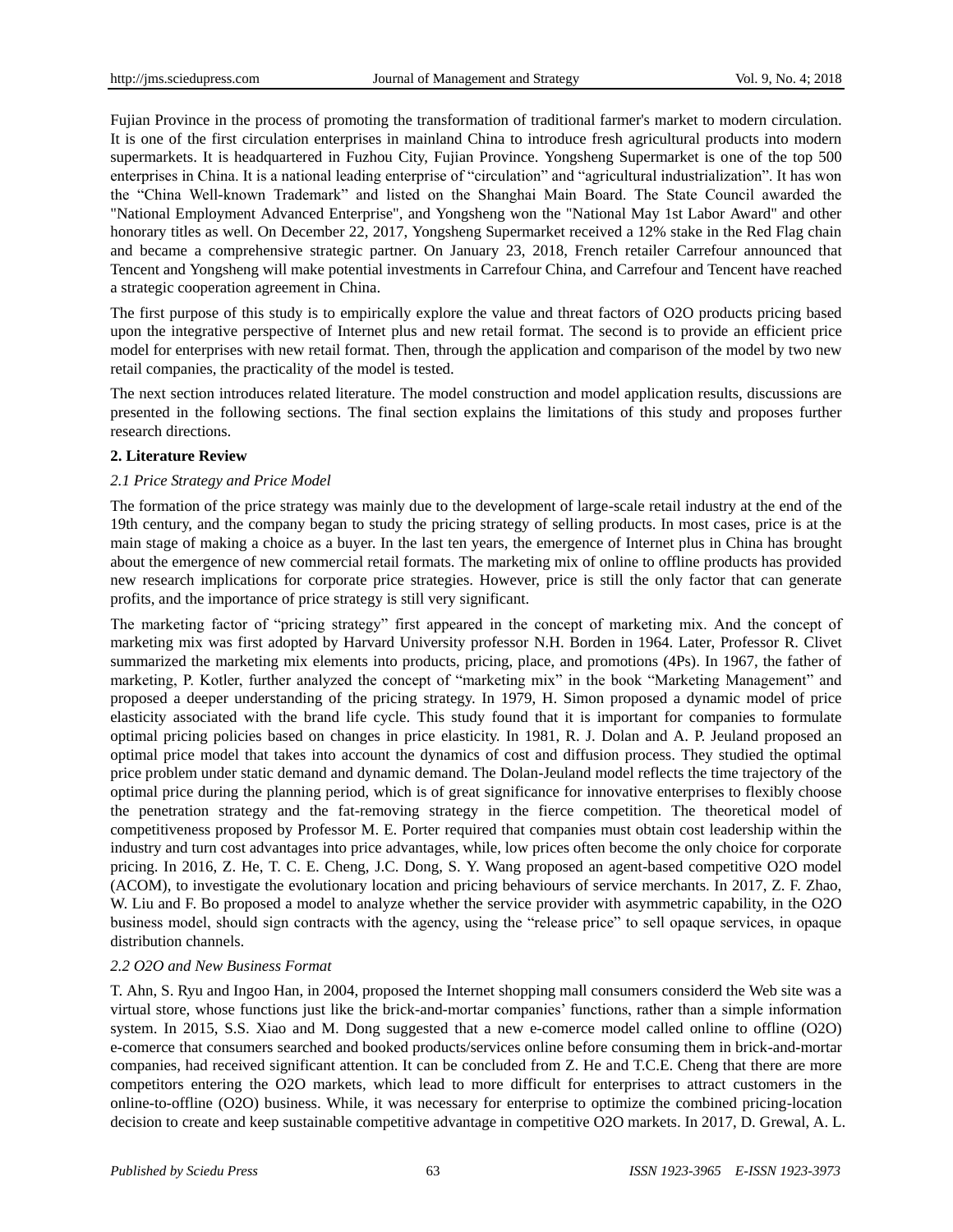Fujian Province in the process of promoting the transformation of traditional farmer's market to modern circulation. It is one of the first circulation enterprises in mainland China to introduce fresh agricultural products into modern supermarkets. It is headquartered in Fuzhou City, Fujian Province. Yongsheng Supermarket is one of the top 500 enterprises in China. It is a national leading enterprise of "circulation" and "agricultural industrialization". It has won the "China Well-known Trademark" and listed on the Shanghai Main Board. The State Council awarded the "National Employment Advanced Enterprise", and Yongsheng won the "National May 1st Labor Award" and other honorary titles as well. On December 22, 2017, Yongsheng Supermarket received a 12% stake in the Red Flag chain and became a comprehensive strategic partner. On January 23, 2018, French retailer Carrefour announced that Tencent and Yongsheng will make potential investments in Carrefour China, and Carrefour and Tencent have reached a strategic cooperation agreement in China.

The first purpose of this study is to empirically explore the value and threat factors of O2O products pricing based upon the integrative perspective of Internet plus and new retail format. The second is to provide an efficient price model for enterprises with new retail format. Then, through the application and comparison of the model by two new retail companies, the practicality of the model is tested.

The next section introduces related literature. The model construction and model application results, discussions are presented in the following sections. The final section explains the limitations of this study and proposes further research directions.

## 2. Literature Review

### *2.1 Price Strategy and Price Model*

The formation of the price strategy was mainly due to the development of large-scale retail industry at the end of the 19th century, and the company began to study the pricing strategy of selling products. In most cases, price is at the main stage of making a choice as a buyer. In the last ten years, the emergence of Internet plus in China has brought about the emergence of new commercial retail formats. The marketing mix of online to offline products has provided new research implications for corporate price strategies. However, price is still the only factor that can generate profits, and the importance of price strategy is still very significant.

The marketing factor of "pricing strategy" first appeared in the concept of marketing mix. And the concept of marketing mix was first adopted by Harvard University professor N.H. Borden in 1964. Later, Professor R. Clivet summarized the marketing mix elements into products, pricing, place, and promotions (4Ps). In 1967, the father of marketing, P. Kotler, further analyzed the concept of "marketing mix" in the book "Marketing Management" and proposed a deeper understanding of the pricing strategy. In 1979, H. Simon proposed a dynamic model of price elasticity associated with the brand life cycle. This study found that it is important for companies to formulate optimal pricing policies based on changes in price elasticity. In 1981, R. J. Dolan and A. P. Jeuland proposed an optimal price model that takes into account the dynamics of cost and diffusion process. They studied the optimal price problem under static demand and dynamic demand. The Dolan-Jeuland model reflects the time trajectory of the optimal price during the planning period, which is of great significance for innovative enterprises to flexibly choose the penetration strategy and the fat-removing strategy in the fierce competition. The theoretical model of competitiveness proposed by Professor M. E. Porter required that companies must obtain cost leadership within the industry and turn cost advantages into price advantages, while, low prices often become the only choice for corporate pricing. In 2016, Z. He, T. C. E. Cheng, J.C. Dong, S. Y. Wang proposed an agent-based competitive O2O model (ACOM), to investigate the evolutionary location and pricing behaviours of service merchants. In 2017, Z. F. Zhao, W. Liu and F. Bo proposed a model to analyze whether the service provider with asymmetric capability, in the O2O business model, should sign contracts with the agency, using the "release price" to sell opaque services, in opaque distribution channels.

### *2.2 O2O and New Business Format*

T. Ahn, S. Ryu and Ingoo Han, in 2004, proposed the Internet shopping mall consumers considerd the Web site was a virtual store, whose functions just like the brick-and-mortar companies' functions, rather than a simple information system. In 2015, S.S. Xiao and M. Dong suggested that a new e-comerce model called online to offline (O2O) e-comerce that consumers searched and booked products/services online before consuming them in brick-and-mortar companies, had received significant attention. It can be concluded from Z. He and T.C.E. Cheng that there are more competitors entering the O2O markets, which lead to more difficult for enterprises to attract customers in the online-to-offline (O2O) business. While, it was necessary for enterprise to optimize the combined pricing-location decision to create and keep sustainable competitive advantage in competitive O2O markets. In 2017, D. Grewal, A. L.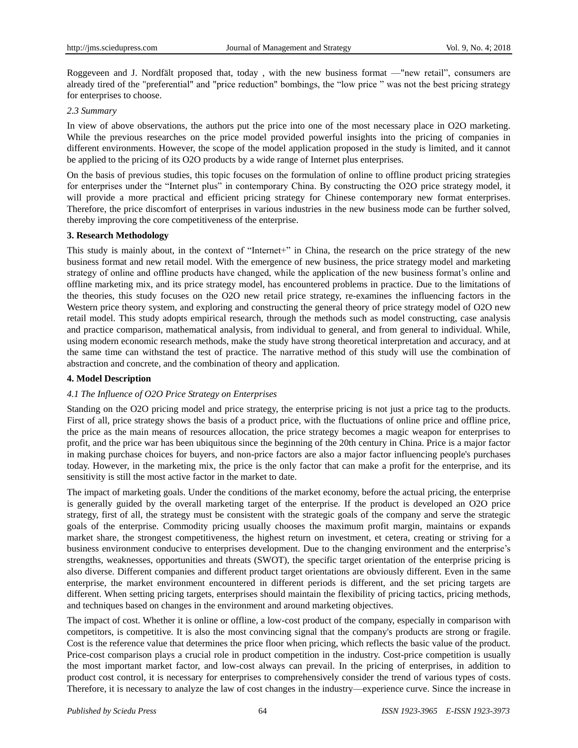Roggeveen and J. Nordfält proposed that, today , with the new business format —"new retail", consumers are already tired of the "preferential" and "price reduction" bombings, the "low price " was not the best pricing strategy for enterprises to choose.

*2.3 Summary*

In view of above observations, the authors put the price into one of the most necessary place in O2O marketing. While the previous researches on the price model provided powerful insights into the pricing of companies in different environments. However, the scope of the model application proposed in the study is limited, and it cannot be applied to the pricing of its O2O products by a wide range of Internet plus enterprises.

On the basis of previous studies, this topic focuses on the formulation of online to offline product pricing strategies for enterprises under the "Internet plus" in contemporary China. By constructing the O2O price strategy model, it will provide a more practical and efficient pricing strategy for Chinese contemporary new format enterprises. Therefore, the price discomfort of enterprises in various industries in the new business mode can be further solved, thereby improving the core competitiveness of the enterprise.

## 3. Research Methodology

This study is mainly about, in the context of "Internet+" in China, the research on the price strategy of the new business format and new retail model. With the emergence of new business, the price strategy model and marketing strategy of online and offline products have changed, while the application of the new business format's online and offline marketing mix, and its price strategy model, has encountered problems in practice. Due to the limitations of the theories, this study focuses on the O2O new retail price strategy, re-examines the influencing factors in the Western price theory system, and exploring and constructing the general theory of price strategy model of O2O new retail model. This study adopts empirical research, through the methods such as model constructing, case analysis and practice comparison, mathematical analysis, from individual to general, and from general to individual. While, using modern economic research methods, make the study have strong theoretical interpretation and accuracy, and at the same time can withstand the test of practice. The narrative method of this study will use the combination of abstraction and concrete, and the combination of theory and application.

## 4. Model Description

*4.1 The Influence of O2O Price Strategy on Enterprises*

Standing on the O2O pricing model and price strategy, the enterprise pricing is not just a price tag to the products. First of all, price strategy shows the basis of a product price, with the fluctuations of online price and offline price, the price as the main means of resources allocation, the price strategy becomes a magic weapon for enterprises to profit, and the price war has been ubiquitous since the beginning of the 20th century in China. Price is a major factor in making purchase choices for buyers, and non-price factors are also a major factor influencing people's purchases today. However, in the marketing mix, the price is the only factor that can make a profit for the enterprise, and its sensitivity is still the most active factor in the market to date.

The impact of marketing goals. Under the conditions of the market economy, before the actual pricing, the enterprise is generally guided by the overall marketing target of the enterprise. If the product is developed an O2O price strategy, first of all, the strategy must be consistent with the strategic goals of the company and serve the strategic goals of the enterprise. Commodity pricing usually chooses the maximum profit margin, maintains or expands market share, the strongest competitiveness, the highest return on investment, et cetera, creating or striving for a business environment conducive to enterprises development. Due to the changing environment and the enterprise's strengths, weaknesses, opportunities and threats (SWOT), the specific target orientation of the enterprise pricing is also diverse. Different companies and different product target orientations are obviously different. Even in the same enterprise, the market environment encountered in different periods is different, and the set pricing targets are different. When setting pricing targets, enterprises should maintain the flexibility of pricing tactics, pricing methods, and techniques based on changes in the environment and around marketing objectives.

The impact of cost. Whether it is online or offline, a low-cost product of the company, especially in comparison with competitors, is competitive. It is also the most convincing signal that the company's products are strong or fragile. Cost is the reference value that determines the price floor when pricing, which reflects the basic value of the product. Price-cost comparison plays a crucial role in product competition in the industry. Cost-price competition is usually the most important market factor, and low-cost always can prevail. In the pricing of enterprises, in addition to product cost control, it is necessary for enterprises to comprehensively consider the trend of various types of costs. Therefore, it is necessary to analyze the law of cost changes in the industry—experience curve. Since the increase in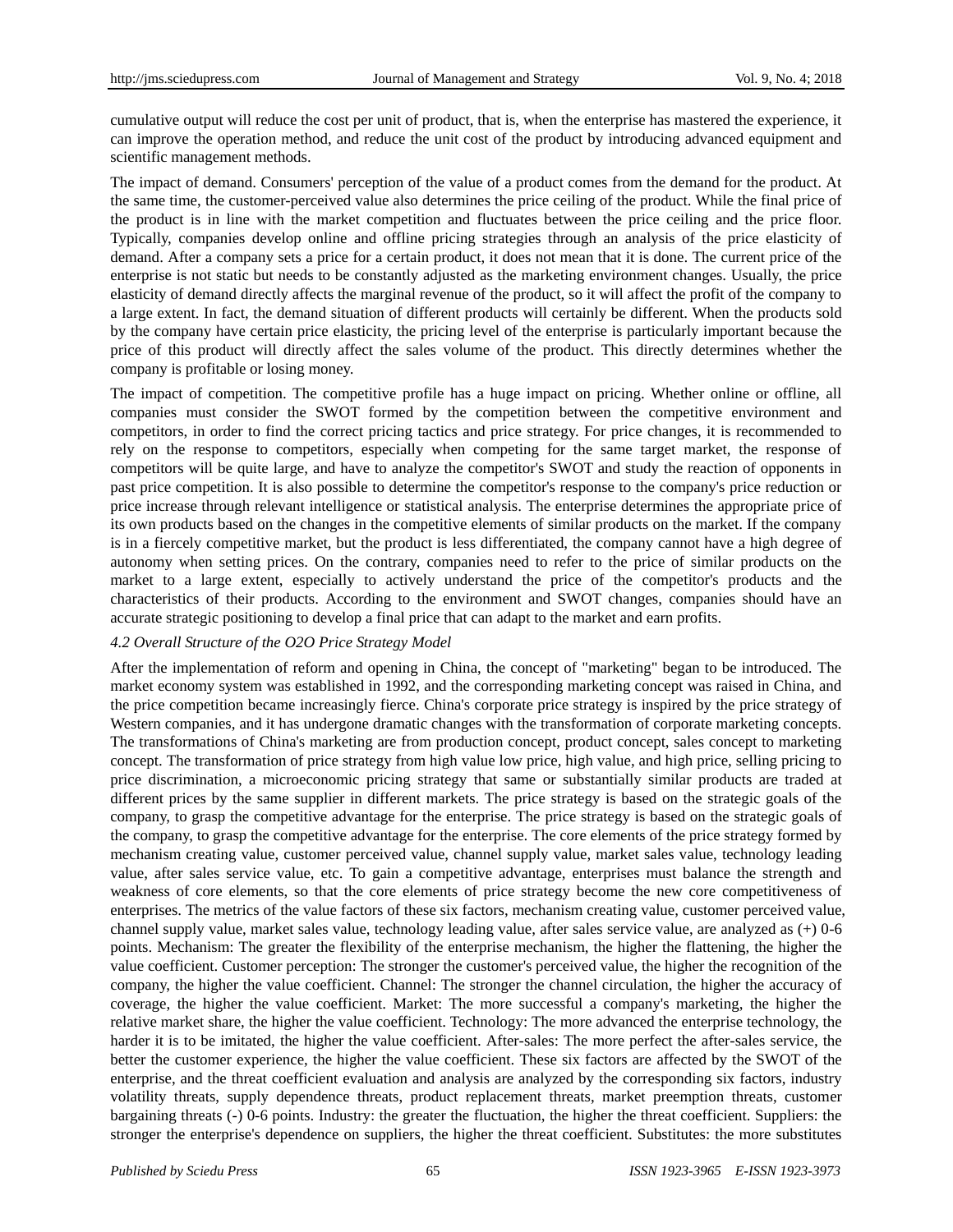cumulative output will reduce the cost per unit of product, that is, when the enterprise has mastered the experience, it can improve the operation method, and reduce the unit cost of the product by introducing advanced equipment and scientific management methods.

The impact of demand. Consumers' perception of the value of a product comes from the demand for the product. At the same time, the customer-perceived value also determines the price ceiling of the product. While the final price of the product is in line with the market competition and fluctuates between the price ceiling and the price floor. Typically, companies develop online and offline pricing strategies through an analysis of the price elasticity of demand. After a company sets a price for a certain product, it does not mean that it is done. The current price of the enterprise is not static but needs to be constantly adjusted as the marketing environment changes. Usually, the price elasticity of demand directly affects the marginal revenue of the product, so it will affect the profit of the company to a large extent. In fact, the demand situation of different products will certainly be different. When the products sold by the company have certain price elasticity, the pricing level of the enterprise is particularly important because the price of this product will directly affect the sales volume of the product. This directly determines whether the company is profitable or losing money.

The impact of competition. The competitive profile has a huge impact on pricing. Whether online or offline, all companies must consider the SWOT formed by the competition between the competitive environment and competitors, in order to find the correct pricing tactics and price strategy. For price changes, it is recommended to rely on the response to competitors, especially when competing for the same target market, the response of competitors will be quite large, and have to analyze the competitor's SWOT and study the reaction of opponents in past price competition. It is also possible to determine the competitor's response to the company's price reduction or price increase through relevant intelligence or statistical analysis. The enterprise determines the appropriate price of its own products based on the changes in the competitive elements of similar products on the market. If the company is in a fiercely competitive market, but the product is less differentiated, the company cannot have a high degree of autonomy when setting prices. On the contrary, companies need to refer to the price of similar products on the market to a large extent, especially to actively understand the price of the competitor's products and the characteristics of their products. According to the environment and SWOT changes, companies should have an accurate strategic positioning to develop a final price that can adapt to the market and earn profits.

### *4.2 Overall Structure of the O2O Price Strategy Model*

After the implementation of reform and opening in China, the concept of "marketing" began to be introduced. The market economy system was established in 1992, and the corresponding marketing concept was raised in China, and the price competition became increasingly fierce. China's corporate price strategy is inspired by the price strategy of Western companies, and it has undergone dramatic changes with the transformation of corporate marketing concepts. The transformations of China's marketing are from production concept, product concept, sales concept to marketing concept. The transformation of price strategy from high value low price, high value, and high price, selling pricing to price discrimination, a microeconomic pricing strategy that same or substantially similar products are traded at different prices by the same supplier in different markets. The price strategy is based on the strategic goals of the company, to grasp the competitive advantage for the enterprise. The price strategy is based on the strategic goals of the company, to grasp the competitive advantage for the enterprise. The core elements of the price strategy formed by mechanism creating value, customer perceived value, channel supply value, market sales value, technology leading value, after sales service value, etc. To gain a competitive advantage, enterprises must balance the strength and weakness of core elements, so that the core elements of price strategy become the new core competitiveness of enterprises. The metrics of the value factors of these six factors, mechanism creating value, customer perceived value, channel supply value, market sales value, technology leading value, after sales service value, are analyzed as (+) 0-6 points. Mechanism: The greater the flexibility of the enterprise mechanism, the higher the flattening, the higher the value coefficient. Customer perception: The stronger the customer's perceived value, the higher the recognition of the company, the higher the value coefficient. Channel: The stronger the channel circulation, the higher the accuracy of coverage, the higher the value coefficient. Market: The more successful a company's marketing, the higher the relative market share, the higher the value coefficient. Technology: The more advanced the enterprise technology, the harder it is to be imitated, the higher the value coefficient. After-sales: The more perfect the after-sales service, the better the customer experience, the higher the value coefficient. These six factors are affected by the SWOT of the enterprise, and the threat coefficient evaluation and analysis are analyzed by the corresponding six factors, industry volatility threats, supply dependence threats, product replacement threats, market preemption threats, customer bargaining threats (-) 0-6 points. Industry: the greater the fluctuation, the higher the threat coefficient. Suppliers: the stronger the enterprise's dependence on suppliers, the higher the threat coefficient. Substitutes: the more substitutes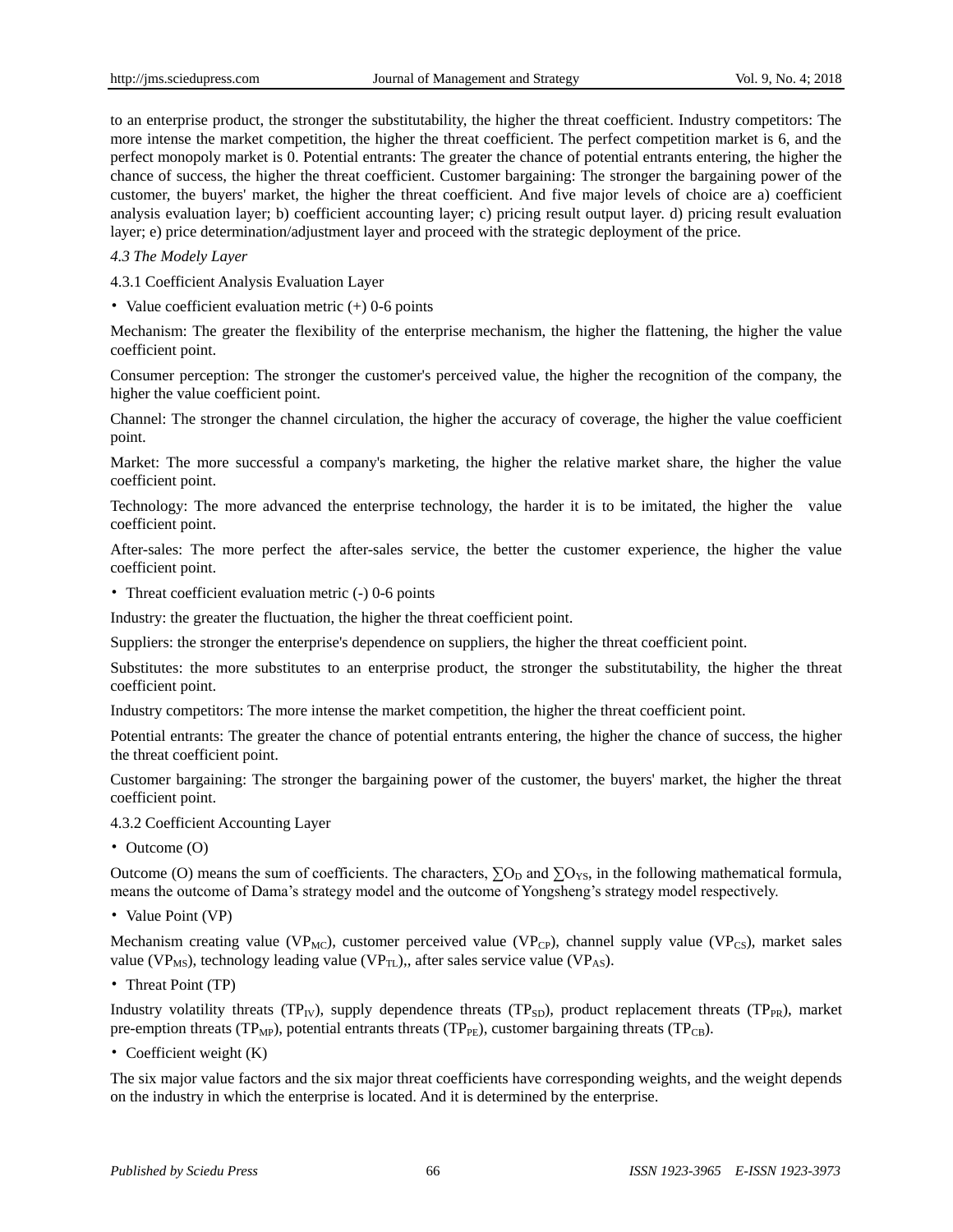to an enterprise product, the stronger the substitutability, the higher the threat coefficient. Industry competitors: The more intense the market competition, the higher the threat coefficient. The perfect competition market is 6, and the perfect monopoly market is 0. Potential entrants: The greater the chance of potential entrants entering, the higher the chance of success, the higher the threat coefficient. Customer bargaining: The stronger the bargaining power of the customer, the buyers' market, the higher the threat coefficient. And five major levels of choice are a) coefficient analysis evaluation layer; b) coefficient accounting layer; c) pricing result output layer. d) pricing result evaluation layer; e) price determination/adjustment layer and proceed with the strategic deployment of the price.

### *4.3 The Modely Layer*

#### 4.3.1 Coefficient Analysis Evaluation Layer

- Value coefficient evaluation metric (+) 0-6 points

Mechanism: The greater the flexibility of the enterprise mechanism, the higher the flattening, the higher the value coefficient point.

Consumer perception: The stronger the customer's perceived value, the higher the recognition of the company, the higher the value coefficient point.

Channel: The stronger the channel circulation, the higher the accuracy of coverage, the higher the value coefficient point.

Market: The more successful a company's marketing, the higher the relative market share, the higher the value coefficient point.

Technology: The more advanced the enterprise technology, the harder it is to be imitated, the higher the value coefficient point.

After-sales: The more perfect the after-sales service, the better the customer experience, the higher the value coefficient point.

- Threat coefficient evaluation metric (-) 0-6 points

Industry: the greater the fluctuation, the higher the threat coefficient point.

Suppliers: the stronger the enterprise's dependence on suppliers, the higher the threat coefficient point.

Substitutes: the more substitutes to an enterprise product, the stronger the substitutability, the higher the threat coefficient point.

Industry competitors: The more intense the market competition, the higher the threat coefficient point.

Potential entrants: The greater the chance of potential entrants entering, the higher the chance of success, the higher the threat coefficient point.

Customer bargaining: The stronger the bargaining power of the customer, the buyers' market, the higher the threat coefficient point.

#### 4.3.2 Coefficient Accounting Layer

- Outcome (O)

Outcome (O) means the sum of coefficients. The characters, $\sum O_D$ and $\sum O_{YS}$, in the following mathematical formula, means the outcome of Dama's strategy model and the outcome of Yongsheng's strategy model respectively.

- Value Point (VP)

Mechanism creating value ($VP_{MC}$), customer perceived value ($VP_{CP}$), channel supply value ($VP_{CS}$), market sales value ($VP_{MS}$), technology leading value ($VP_{TL}$),, after sales service value ($VP_{AS}$).

- Threat Point (TP)

Industry volatility threats ($TP_{IV}$), supply dependence threats ($TP_{SD}$), product replacement threats ($TP_{PR}$), market pre-emption threats ($TP_{MP}$), potential entrants threats ($TP_{PE}$), customer bargaining threats ($TP_{CB}$).

- Coefficient weight (K)

The six major value factors and the six major threat coefficients have corresponding weights, and the weight depends on the industry in which the enterprise is located. And it is determined by the enterprise.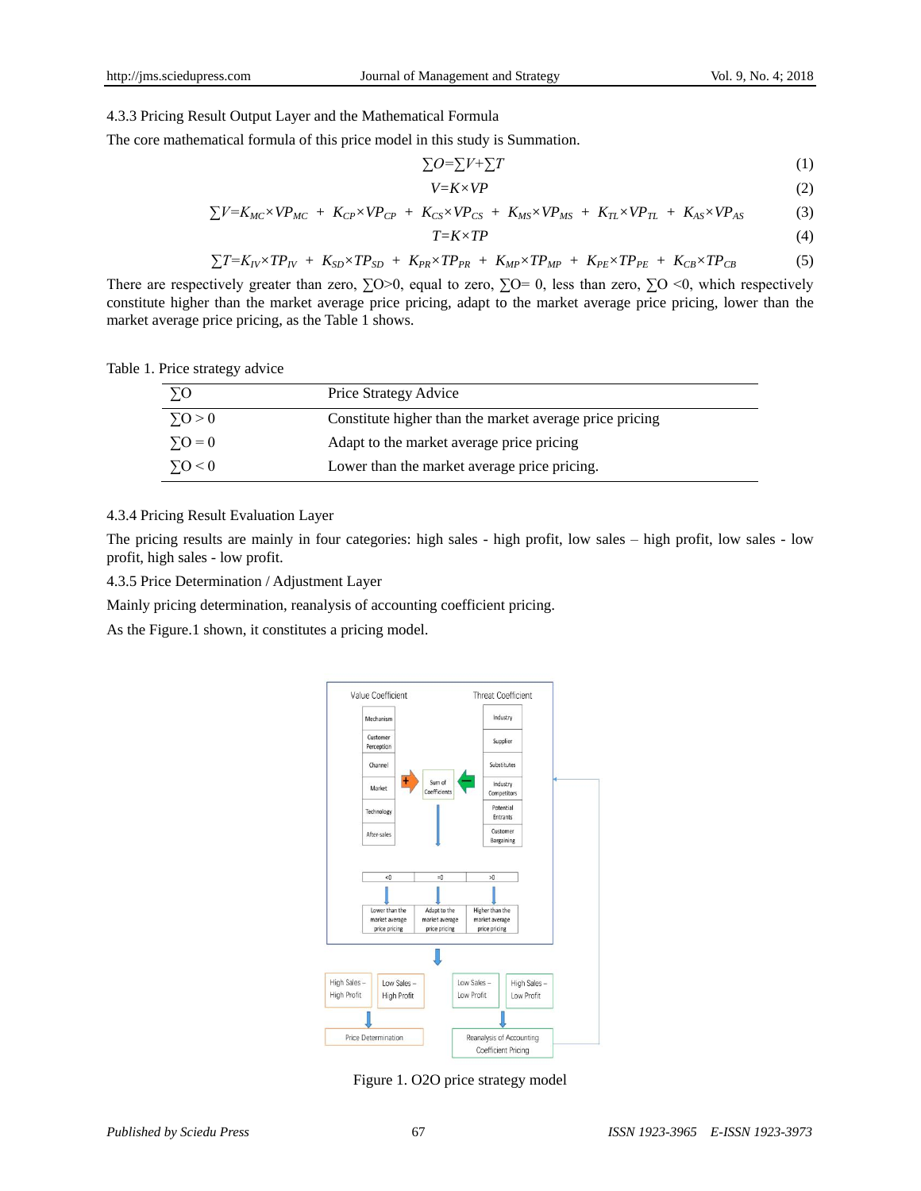4.3.3 Pricing Result Output Layer and the Mathematical Formula

The core mathematical formula of this price model in this study is Summation.

$$\sum O=\sum V+\sum T \tag{1}$$

$$V=K\times VP \tag{2}$$

$$\sum V=K_{MC}\times VP_{MC} + K_{CP}\times VP_{CP} + K_{CS}\times VP_{CS} + K_{MS}\times VP_{MS} + K_{TL}\times VP_{TL} + K_{AS}\times VP_{AS} \tag{3}$$

$$T=K\times TP \tag{4}$$

$$\sum T=K_{IV}\times TP_{IV} + K_{SD}\times TP_{SD} + K_{PR}\times TP_{PR} + K_{MP}\times TP_{MP} + K_{PE}\times TP_{PE} + K_{CB}\times TP_{CB} \tag{5}$$

There are respectively greater than zero, $\sum O>0$, equal to zero, $\sum O= 0$, less than zero, $\sum O <0$, which respectively constitute higher than the market average price pricing, adapt to the market average price pricing, lower than the market average price pricing, as the Table 1 shows.

Table 1. Price strategy advice

| ∑O | Price Strategy Advice |
|---|---|
| $\sum O > 0$ | Constitute higher than the market average price pricing |
| $\sum O = 0$ | Adapt to the market average price pricing |
| $\sum O < 0$ | Lower than the market average price pricing. |

4.3.4 Pricing Result Evaluation Layer

The pricing results are mainly in four categories: high sales - high profit, low sales – high profit, low sales - low profit, high sales - low profit.

4.3.5 Price Determination / Adjustment Layer

Mainly pricing determination, reanalysis of accounting coefficient pricing.

As the Figure.1 shown, it constitutes a pricing model.

Figure 1. O2O price strategy model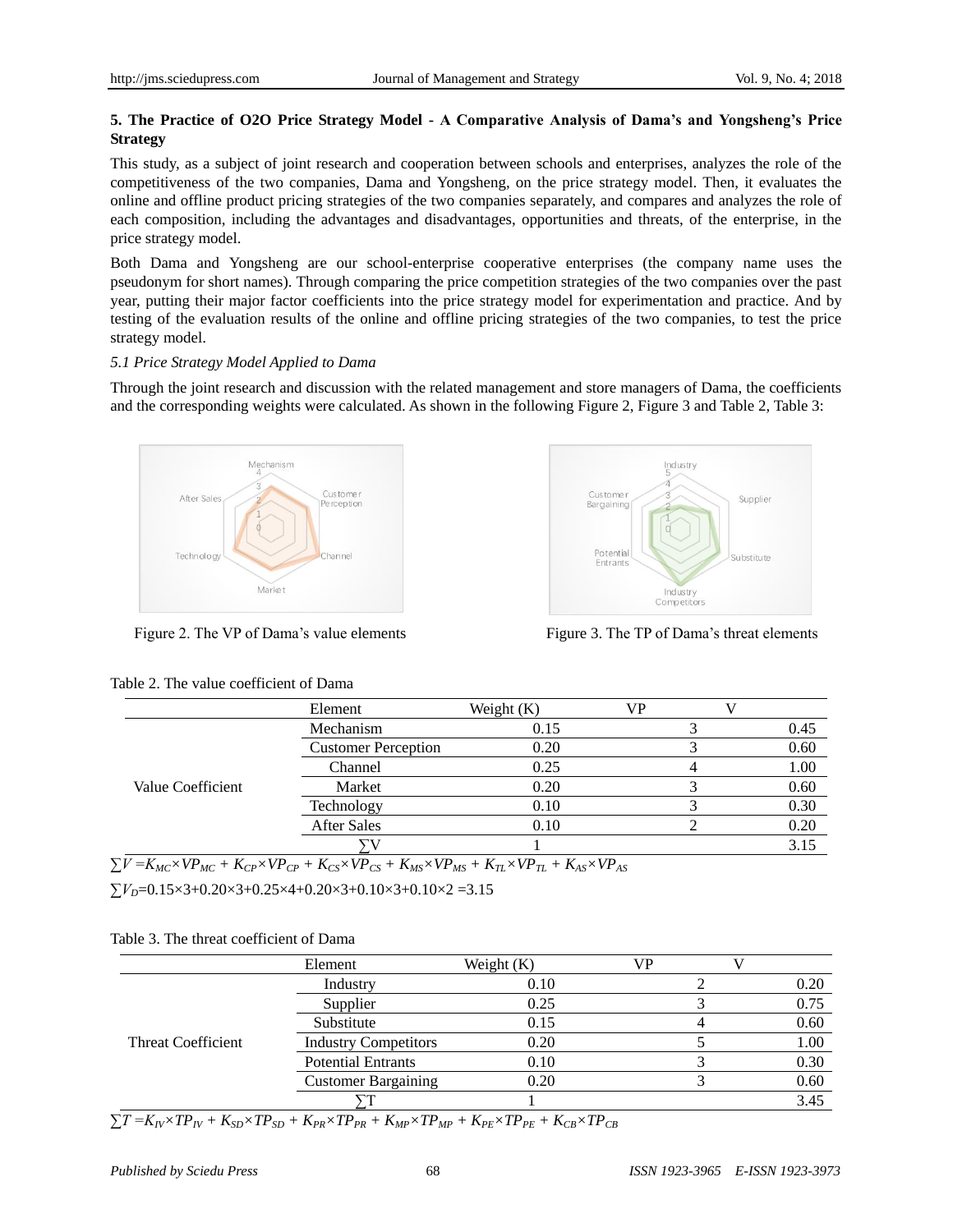## 5. The Practice of O2O Price Strategy Model - A Comparative Analysis of Dama's and Yongsheng's Price Strategy

This study, as a subject of joint research and cooperation between schools and enterprises, analyzes the role of the competitiveness of the two companies, Dama and Yongsheng, on the price strategy model. Then, it evaluates the online and offline product pricing strategies of the two companies separately, and compares and analyzes the role of each composition, including the advantages and disadvantages, opportunities and threats, of the enterprise, in the price strategy model.

Both Dama and Yongsheng are our school-enterprise cooperative enterprises (the company name uses the pseudonym for short names). Through comparing the price competition strategies of the two companies over the past year, putting their major factor coefficients into the price strategy model for experimentation and practice. And by testing of the evaluation results of the online and offline pricing strategies of the two companies, to test the price strategy model.

### *5.1 Price Strategy Model Applied to Dama*

Through the joint research and discussion with the related management and store managers of Dama, the coefficients and the corresponding weights were calculated. As shown in the following Figure 2, Figure 3 and Table 2, Table 3:

Figure 2. The VP of Dama's value elements

Figure 3. The TP of Dama's threat elements

Table 2. The value coefficient of Dama

| | Element | Weight (K) | VP | V |
|---|---|---|---|---|
| Value Coefficient | Mechanism | 0.15 | 3 | 0.45 |
| | Customer Perception | 0.20 | 3 | 0.60 |
| | Channel | 0.25 | 4 | 1.00 |
| | Market | 0.20 | 3 | 0.60 |
| | Technology | 0.10 | 3 | 0.30 |
| | After Sales | 0.10 | 2 | 0.20 |
| | ∑V | 1 | | 3.15 |

$\sum V = K_{MC}\times VP_{MC} + K_{CP}\times VP_{CP} + K_{CS}\times VP_{CS} + K_{MS}\times VP_{MS} + K_{TL}\times VP_{TL} + K_{AS}\times VP_{AS}$

$\sum V_D$=0.15×3+0.20×3+0.25×4+0.20×3+0.10×3+0.10×2 =3.15

Table 3. The threat coefficient of Dama

| | Element | Weight (K) | VP | V |
|---|---|---|---|---|
| Threat Coefficient | Industry | 0.10 | 2 | 0.20 |
| | Supplier | 0.25 | 3 | 0.75 |
| | Substitute | 0.15 | 4 | 0.60 |
| | Industry Competitors | 0.20 | 5 | 1.00 |
| | Potential Entrants | 0.10 | 3 | 0.30 |
| | Customer Bargaining | 0.20 | 3 | 0.60 |
| | ∑T | 1 | | 3.45 |

$\sum T = K_{IV}\times TP_{IV} + K_{SD}\times TP_{SD} + K_{PR}\times TP_{PR} + K_{MP}\times TP_{MP} + K_{PE}\times TP_{PE} + K_{CB}\times TP_{CB}$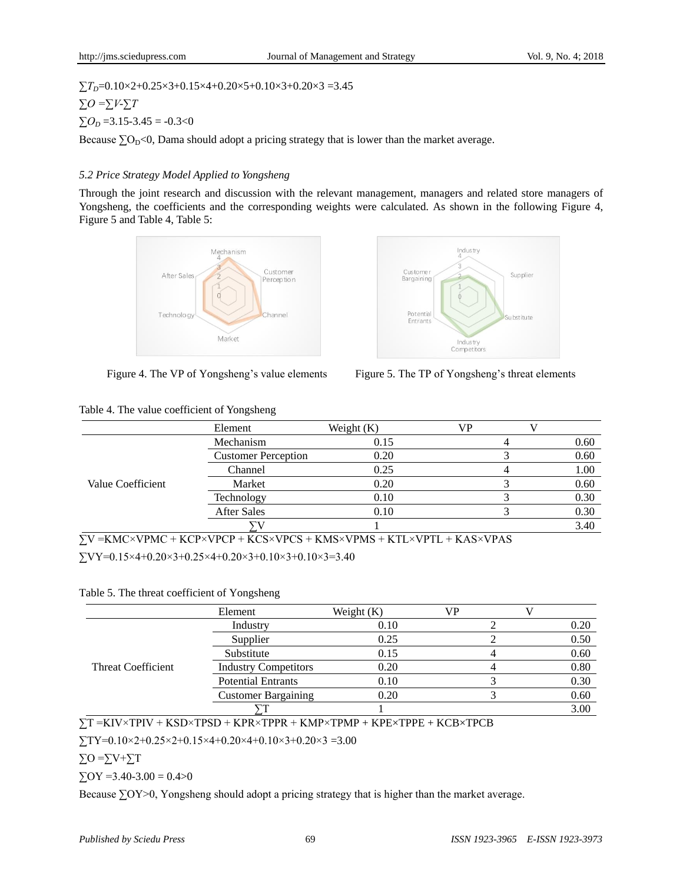$\sum T_D$=0.10×2+0.25×3+0.15×4+0.20×5+0.10×3+0.20×3 =3.45

$\sum O = \sum V - \sum T$

$\sum O_D$ =3.15-3.45 = -0.3<0

Because $\sum O_D$<0, Dama should adopt a pricing strategy that is lower than the market average.

### *5.2 Price Strategy Model Applied to Yongsheng*

Through the joint research and discussion with the relevant management, managers and related store managers of Yongsheng, the coefficients and the corresponding weights were calculated. As shown in the following Figure 4, Figure 5 and Table 4, Table 5:

Figure 4. The VP of Yongsheng's value elements

Figure 5. The TP of Yongsheng's threat elements

Table 4. The value coefficient of Yongsheng

| | Element | Weight (K) | VP | V |
|---|---|---|---|---|
| Value Coefficient | Mechanism | 0.15 | 4 | 0.60 |
| | Customer Perception | 0.20 | 3 | 0.60 |
| | Channel | 0.25 | 4 | 1.00 |
| | Market | 0.20 | 3 | 0.60 |
| | Technology | 0.10 | 3 | 0.30 |
| | After Sales | 0.10 | 3 | 0.30 |
| | ∑V | 1 | | 3.40 |

∑V =KMC×VPMC + KCP×VPCP + KCS×VPCS + KMS×VPMS + KTL×VPTL + KAS×VPAS

∑VY=0.15×4+0.20×3+0.25×4+0.20×3+0.10×3+0.10×3=3.40

Table 5. The threat coefficient of Yongsheng

| | Element | Weight (K) | VP | V |
|---|---|---|---|---|
| Threat Coefficient | Industry | 0.10 | 2 | 0.20 |
| | Supplier | 0.25 | 2 | 0.50 |
| | Substitute | 0.15 | 4 | 0.60 |
| | Industry Competitors | 0.20 | 4 | 0.80 |
| | Potential Entrants | 0.10 | 3 | 0.30 |
| | Customer Bargaining | 0.20 | 3 | 0.60 |
| | ∑T | 1 | | 3.00 |

∑T =KIV×TPIV + KSD×TPSD + KPR×TPPR + KMP×TPMP + KPE×TPPE + KCB×TPCB

∑TY=0.10×2+0.25×2+0.15×4+0.20×4+0.10×3+0.20×3 =3.00

∑O =∑V+∑T

∑OY =3.40-3.00 = 0.4>0

Because ∑OY>0, Yongsheng should adopt a pricing strategy that is higher than the market average.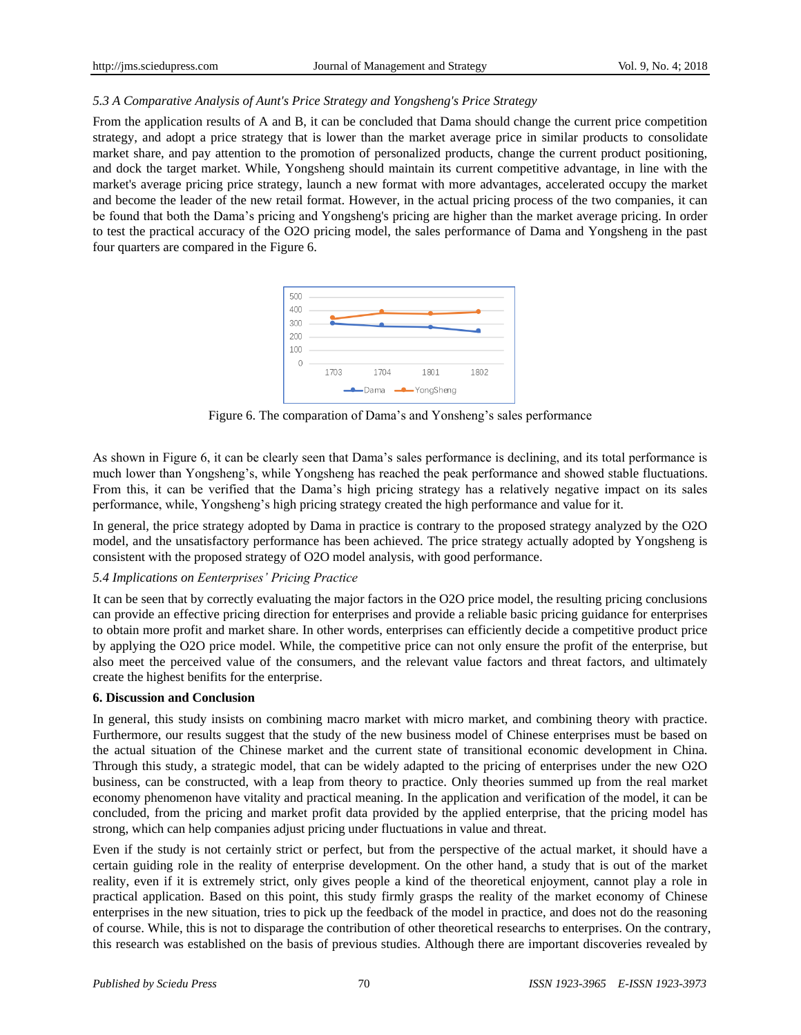*5.3 A Comparative Analysis of Aunt's Price Strategy and Yongsheng's Price Strategy*

From the application results of A and B, it can be concluded that Dama should change the current price competition strategy, and adopt a price strategy that is lower than the market average price in similar products to consolidate market share, and pay attention to the promotion of personalized products, change the current product positioning, and dock the target market. While, Yongsheng should maintain its current competitive advantage, in line with the market's average pricing price strategy, launch a new format with more advantages, accelerated occupy the market and become the leader of the new retail format. However, in the actual pricing process of the two companies, it can be found that both the Dama's pricing and Yongsheng's pricing are higher than the market average pricing. In order to test the practical accuracy of the O2O pricing model, the sales performance of Dama and Yongsheng in the past four quarters are compared in the Figure 6.

Figure 6. The comparation of Dama's and Yonsheng's sales performance

As shown in Figure 6, it can be clearly seen that Dama's sales performance is declining, and its total performance is much lower than Yongsheng's, while Yongsheng has reached the peak performance and showed stable fluctuations. From this, it can be verified that the Dama's high pricing strategy has a relatively negative impact on its sales performance, while, Yongsheng's high pricing strategy created the high performance and value for it.

In general, the price strategy adopted by Dama in practice is contrary to the proposed strategy analyzed by the O2O model, and the unsatisfactory performance has been achieved. The price strategy actually adopted by Yongsheng is consistent with the proposed strategy of O2O model analysis, with good performance.

*5.4 Implications on Eenterprises' Pricing Practice*

It can be seen that by correctly evaluating the major factors in the O2O price model, the resulting pricing conclusions can provide an effective pricing direction for enterprises and provide a reliable basic pricing guidance for enterprises to obtain more profit and market share. In other words, enterprises can efficiently decide a competitive product price by applying the O2O price model. While, the competitive price can not only ensure the profit of the enterprise, but also meet the perceived value of the consumers, and the relevant value factors and threat factors, and ultimately create the highest benifits for the enterprise.

## 6. Discussion and Conclusion

In general, this study insists on combining macro market with micro market, and combining theory with practice. Furthermore, our results suggest that the study of the new business model of Chinese enterprises must be based on the actual situation of the Chinese market and the current state of transitional economic development in China. Through this study, a strategic model, that can be widely adapted to the pricing of enterprises under the new O2O business, can be constructed, with a leap from theory to practice. Only theories summed up from the real market economy phenomenon have vitality and practical meaning. In the application and verification of the model, it can be concluded, from the pricing and market profit data provided by the applied enterprise, that the pricing model has strong, which can help companies adjust pricing under fluctuations in value and threat.

Even if the study is not certainly strict or perfect, but from the perspective of the actual market, it should have a certain guiding role in the reality of enterprise development. On the other hand, a study that is out of the market reality, even if it is extremely strict, only gives people a kind of the theoretical enjoyment, cannot play a role in practical application. Based on this point, this study firmly grasps the reality of the market economy of Chinese enterprises in the new situation, tries to pick up the feedback of the model in practice, and does not do the reasoning of course. While, this is not to disparage the contribution of other theoretical researchs to enterprises. On the contrary, this research was established on the basis of previous studies. Although there are important discoveries revealed by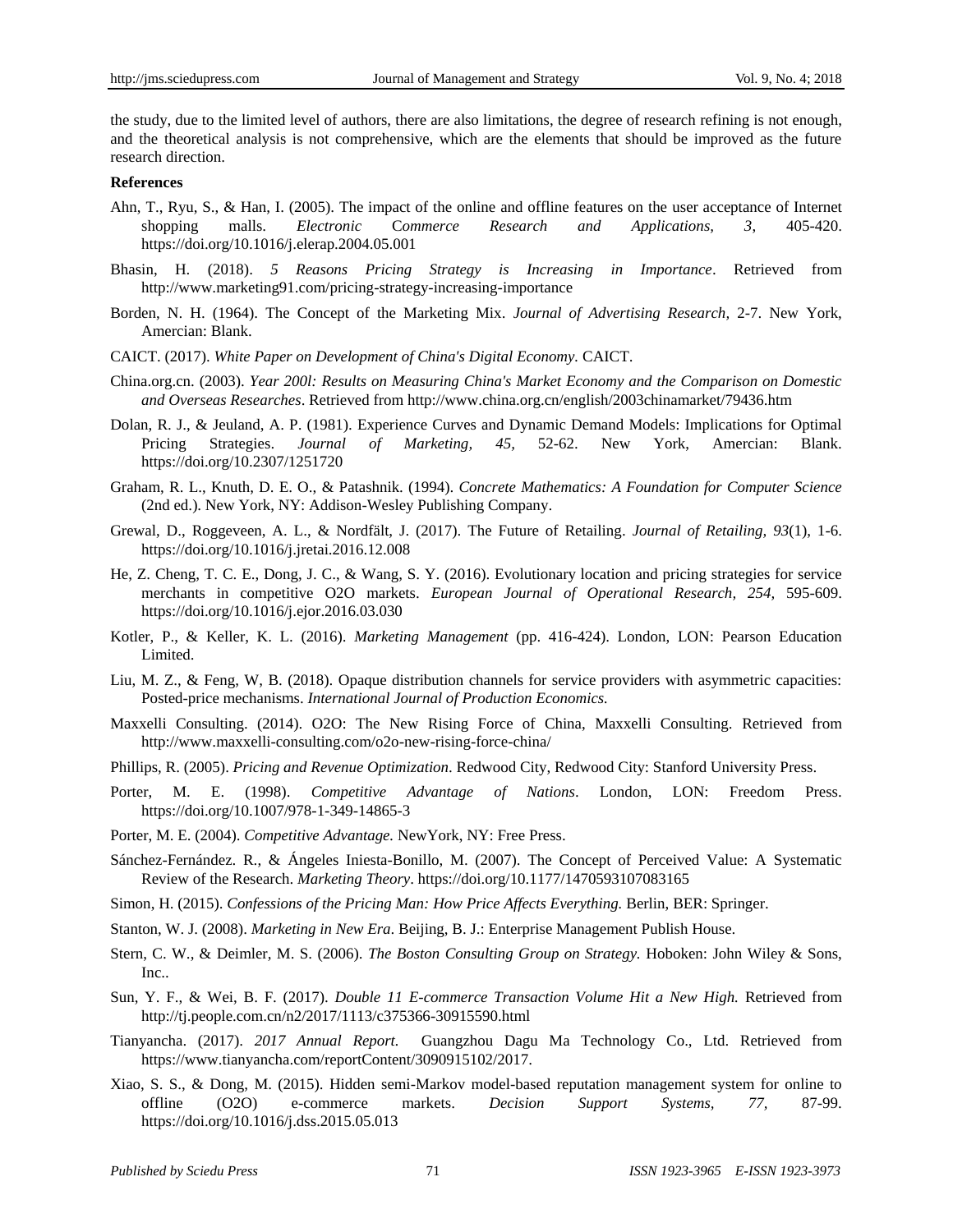the study, due to the limited level of authors, there are also limitations, the degree of research refining is not enough, and the theoretical analysis is not comprehensive, which are the elements that should be improved as the future research direction.

**References**

Ahn, T., Ryu, S., & Han, I. (2005). The impact of the online and offline features on the user acceptance of Internet shopping malls. *Electronic Commerce Research and Applications, 3*, 405-420. https://doi.org/10.1016/j.elerap.2004.05.001

Bhasin, H. (2018). *5 Reasons Pricing Strategy is Increasing in Importance*. Retrieved from http://www.marketing91.com/pricing-strategy-increasing-importance

Borden, N. H. (1964). The Concept of the Marketing Mix. *Journal of Advertising Research,* 2-7. New York, Amercian: Blank.

CAICT. (2017). *White Paper on Development of China's Digital Economy.* CAICT.

China.org.cn. (2003). *Year 200l: Results on Measuring China's Market Economy and the Comparison on Domestic and Overseas Researches*. Retrieved from http://www.china.org.cn/english/2003chinamarket/79436.htm

Dolan, R. J., & Jeuland, A. P. (1981). Experience Curves and Dynamic Demand Models: Implications for Optimal Pricing Strategies. *Journal of Marketing, 45*, 52-62. New York, Amercian: Blank. https://doi.org/10.2307/1251720

Graham, R. L., Knuth, D. E. O., & Patashnik. (1994). *Concrete Mathematics: A Foundation for Computer Science* (2nd ed.). New York, NY: Addison-Wesley Publishing Company.

Grewal, D., Roggeveen, A. L., & Nordfält, J. (2017). The Future of Retailing. *Journal of Retailing, 93*(1), 1-6. https://doi.org/10.1016/j.jretai.2016.12.008

He, Z. Cheng, T. C. E., Dong, J. C., & Wang, S. Y. (2016). Evolutionary location and pricing strategies for service merchants in competitive O2O markets. *European Journal of Operational Research, 254,* 595-609. https://doi.org/10.1016/j.ejor.2016.03.030

Kotler, P., & Keller, K. L. (2016). *Marketing Management* (pp. 416-424). London, LON: Pearson Education Limited.

Liu, M. Z., & Feng, W, B. (2018). Opaque distribution channels for service providers with asymmetric capacities: Posted-price mechanisms. *International Journal of Production Economics.*

Maxxelli Consulting. (2014). O2O: The New Rising Force of China, Maxxelli Consulting. Retrieved from http://www.maxxelli-consulting.com/o2o-new-rising-force-china/

Phillips, R. (2005). *Pricing and Revenue Optimization*. Redwood City, Redwood City: Stanford University Press.

Porter, M. E. (1998). *Competitive Advantage of Nations*. London, LON: Freedom Press. https://doi.org/10.1007/978-1-349-14865-3

Porter, M. E. (2004). *Competitive Advantage.* NewYork, NY: Free Press.

Sánchez-Fernández. R., & Ángeles Iniesta-Bonillo, M. (2007). The Concept of Perceived Value: A Systematic Review of the Research. *Marketing Theory*. https://doi.org/10.1177/1470593107083165

Simon, H. (2015). *Confessions of the Pricing Man: How Price Affects Everything.* Berlin, BER: Springer.

Stanton, W. J. (2008). *Marketing in New Era*. Beijing, B. J.: Enterprise Management Publish House.

Stern, C. W., & Deimler, M. S. (2006). *The Boston Consulting Group on Strategy.* Hoboken: John Wiley & Sons, Inc..

Sun, Y. F., & Wei, B. F. (2017). *Double 11 E-commerce Transaction Volume Hit a New High.* Retrieved from http://tj.people.com.cn/n2/2017/1113/c375366-30915590.html

Tianyancha. (2017). *2017 Annual Report.* Guangzhou Dagu Ma Technology Co., Ltd. Retrieved from https://www.tianyancha.com/reportContent/3090915102/2017.

Xiao, S. S., & Dong, M. (2015). Hidden semi-Markov model-based reputation management system for online to offline (O2O) e-commerce markets. *Decision Support Systems, 77,* 87-99. https://doi.org/10.1016/j.dss.2015.05.013